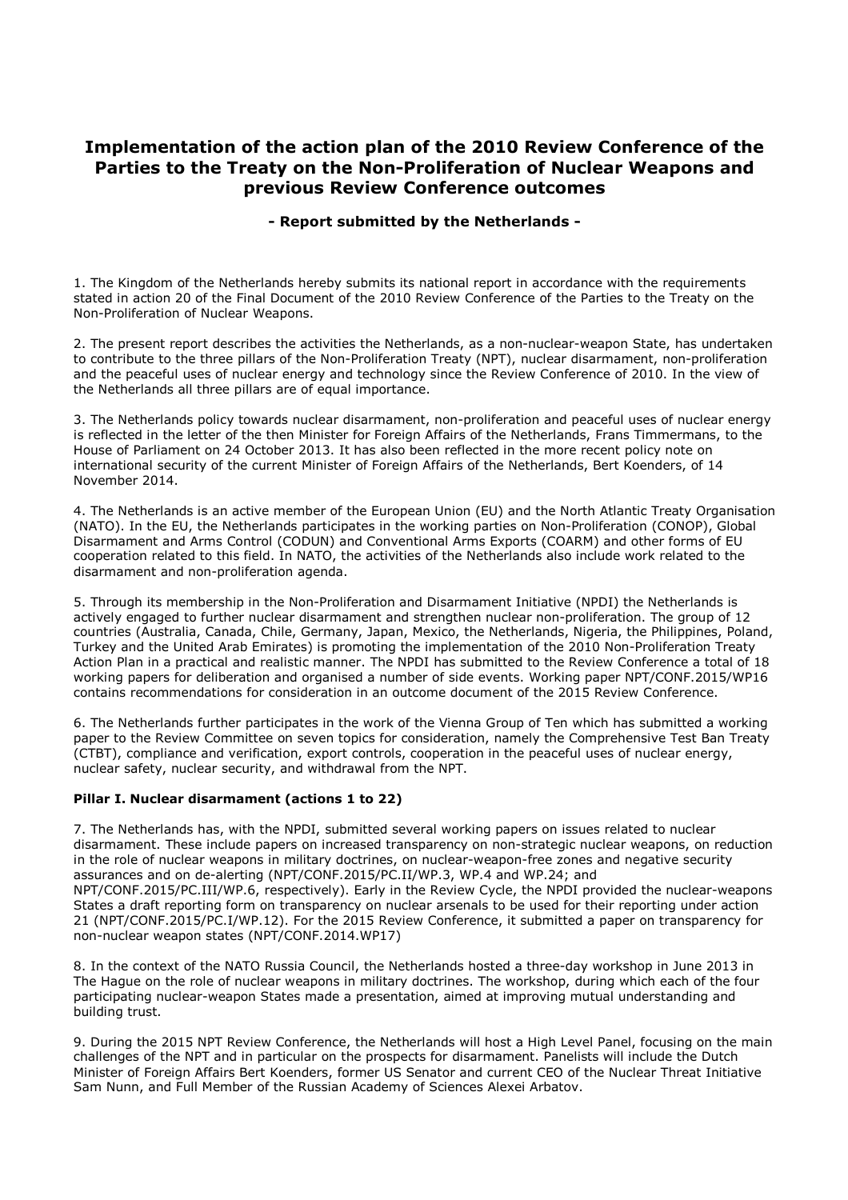# Implementation of the action plan of the 2010 Review Conference of the Parties to the Treaty on the Non-Proliferation of Nuclear Weapons and previous Review Conference outcomes

**- Report submitted by the Netherlands -**

1. The Kingdom of the Netherlands hereby submits its national report in accordance with the requirements stated in action 20 of the Final Document of the 2010 Review Conference of the Parties to the Treaty on the Non-Proliferation of Nuclear Weapons.

2. The present report describes the activities the Netherlands, as a non-nuclear-weapon State, has undertaken to contribute to the three pillars of the Non-Proliferation Treaty (NPT), nuclear disarmament, non-proliferation and the peaceful uses of nuclear energy and technology since the Review Conference of 2010. In the view of the Netherlands all three pillars are of equal importance.

3. The Netherlands policy towards nuclear disarmament, non-proliferation and peaceful uses of nuclear energy is reflected in the letter of the then Minister for Foreign Affairs of the Netherlands, Frans Timmermans, to the House of Parliament on 24 October 2013. It has also been reflected in the more recent policy note on international security of the current Minister of Foreign Affairs of the Netherlands, Bert Koenders, of 14 November 2014.

4. The Netherlands is an active member of the European Union (EU) and the North Atlantic Treaty Organisation (NATO). In the EU, the Netherlands participates in the working parties on Non-Proliferation (CONOP), Global Disarmament and Arms Control (CODUN) and Conventional Arms Exports (COARM) and other forms of EU cooperation related to this field. In NATO, the activities of the Netherlands also include work related to the disarmament and non-proliferation agenda.

5. Through its membership in the Non-Proliferation and Disarmament Initiative (NPDI) the Netherlands is actively engaged to further nuclear disarmament and strengthen nuclear non-proliferation. The group of 12 countries (Australia, Canada, Chile, Germany, Japan, Mexico, the Netherlands, Nigeria, the Philippines, Poland, Turkey and the United Arab Emirates) is promoting the implementation of the 2010 Non-Proliferation Treaty Action Plan in a practical and realistic manner. The NPDI has submitted to the Review Conference a total of 18 working papers for deliberation and organised a number of side events. Working paper NPT/CONF.2015/WP16 contains recommendations for consideration in an outcome document of the 2015 Review Conference.

6. The Netherlands further participates in the work of the Vienna Group of Ten which has submitted a working paper to the Review Committee on seven topics for consideration, namely the Comprehensive Test Ban Treaty (CTBT), compliance and verification, export controls, cooperation in the peaceful uses of nuclear energy, nuclear safety, nuclear security, and withdrawal from the NPT.

**Pillar I. Nuclear disarmament (actions 1 to 22)**

7. The Netherlands has, with the NPDI, submitted several working papers on issues related to nuclear disarmament. These include papers on increased transparency on non-strategic nuclear weapons, on reduction in the role of nuclear weapons in military doctrines, on nuclear-weapon-free zones and negative security assurances and on de-alerting (NPT/CONF.2015/PC.II/WP.3, WP.4 and WP.24; and NPT/CONF.2015/PC.III/WP.6, respectively). Early in the Review Cycle, the NPDI provided the nuclear-weapons States a draft reporting form on transparency on nuclear arsenals to be used for their reporting under action 21 (NPT/CONF.2015/PC.I/WP.12). For the 2015 Review Conference, it submitted a paper on transparency for non-nuclear weapon states (NPT/CONF.2014.WP17)

8. In the context of the NATO Russia Council, the Netherlands hosted a three-day workshop in June 2013 in The Hague on the role of nuclear weapons in military doctrines. The workshop, during which each of the four participating nuclear-weapon States made a presentation, aimed at improving mutual understanding and building trust.

9. During the 2015 NPT Review Conference, the Netherlands will host a High Level Panel, focusing on the main challenges of the NPT and in particular on the prospects for disarmament. Panelists will include the Dutch Minister of Foreign Affairs Bert Koenders, former US Senator and current CEO of the Nuclear Threat Initiative Sam Nunn, and Full Member of the Russian Academy of Sciences Alexei Arbatov.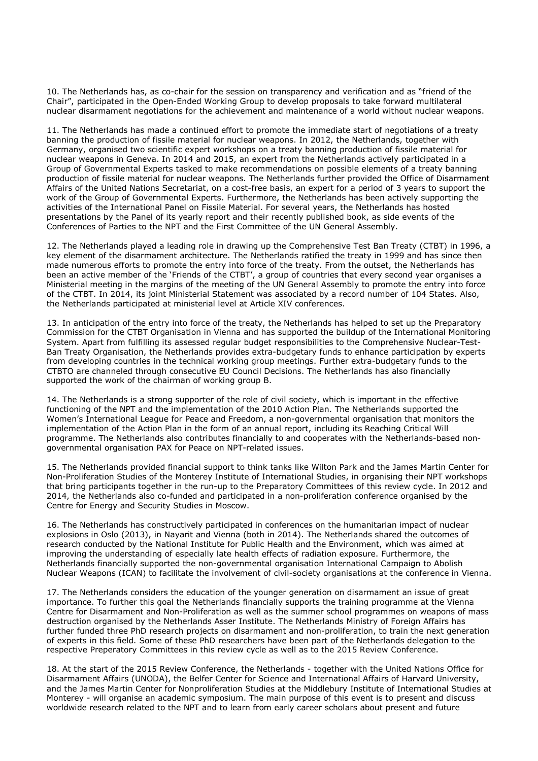10. The Netherlands has, as co-chair for the session on transparency and verification and as "friend of the Chair", participated in the Open-Ended Working Group to develop proposals to take forward multilateral nuclear disarmament negotiations for the achievement and maintenance of a world without nuclear weapons.

11. The Netherlands has made a continued effort to promote the immediate start of negotiations of a treaty banning the production of fissile material for nuclear weapons. In 2012, the Netherlands, together with Germany, organised two scientific expert workshops on a treaty banning production of fissile material for nuclear weapons in Geneva. In 2014 and 2015, an expert from the Netherlands actively participated in a Group of Governmental Experts tasked to make recommendations on possible elements of a treaty banning production of fissile material for nuclear weapons. The Netherlands further provided the Office of Disarmament Affairs of the United Nations Secretariat, on a cost-free basis, an expert for a period of 3 years to support the work of the Group of Governmental Experts. Furthermore, the Netherlands has been actively supporting the activities of the International Panel on Fissile Material. For several years, the Netherlands has hosted presentations by the Panel of its yearly report and their recently published book, as side events of the Conferences of Parties to the NPT and the First Committee of the UN General Assembly.

12. The Netherlands played a leading role in drawing up the Comprehensive Test Ban Treaty (CTBT) in 1996, a key element of the disarmament architecture. The Netherlands ratified the treaty in 1999 and has since then made numerous efforts to promote the entry into force of the treaty. From the outset, the Netherlands has been an active member of the 'Friends of the CTBT', a group of countries that every second year organises a Ministerial meeting in the margins of the meeting of the UN General Assembly to promote the entry into force of the CTBT. In 2014, its joint Ministerial Statement was associated by a record number of 104 States. Also, the Netherlands participated at ministerial level at Article XIV conferences.

13. In anticipation of the entry into force of the treaty, the Netherlands has helped to set up the Preparatory Commission for the CTBT Organisation in Vienna and has supported the buildup of the International Monitoring System. Apart from fulfilling its assessed regular budget responsibilities to the Comprehensive Nuclear-Test-Ban Treaty Organisation, the Netherlands provides extra-budgetary funds to enhance participation by experts from developing countries in the technical working group meetings. Further extra-budgetary funds to the CTBTO are channeled through consecutive EU Council Decisions. The Netherlands has also financially supported the work of the chairman of working group B.

14. The Netherlands is a strong supporter of the role of civil society, which is important in the effective functioning of the NPT and the implementation of the 2010 Action Plan. The Netherlands supported the Women's International League for Peace and Freedom, a non-governmental organisation that monitors the implementation of the Action Plan in the form of an annual report, including its Reaching Critical Will programme. The Netherlands also contributes financially to and cooperates with the Netherlands-based non-governmental organisation PAX for Peace on NPT-related issues.

15. The Netherlands provided financial support to think tanks like Wilton Park and the James Martin Center for Non-Proliferation Studies of the Monterey Institute of International Studies, in organising their NPT workshops that bring participants together in the run-up to the Preparatory Committees of this review cycle. In 2012 and 2014, the Netherlands also co-funded and participated in a non-proliferation conference organised by the Centre for Energy and Security Studies in Moscow.

16. The Netherlands has constructively participated in conferences on the humanitarian impact of nuclear explosions in Oslo (2013), in Nayarit and Vienna (both in 2014). The Netherlands shared the outcomes of research conducted by the National Institute for Public Health and the Environment, which was aimed at improving the understanding of especially late health effects of radiation exposure. Furthermore, the Netherlands financially supported the non-governmental organisation International Campaign to Abolish Nuclear Weapons (ICAN) to facilitate the involvement of civil-society organisations at the conference in Vienna.

17. The Netherlands considers the education of the younger generation on disarmament an issue of great importance. To further this goal the Netherlands financially supports the training programme at the Vienna Centre for Disarmament and Non-Proliferation as well as the summer school programmes on weapons of mass destruction organised by the Netherlands Asser Institute. The Netherlands Ministry of Foreign Affairs has further funded three PhD research projects on disarmament and non-proliferation, to train the next generation of experts in this field. Some of these PhD researchers have been part of the Netherlands delegation to the respective Preperatory Committees in this review cycle as well as to the 2015 Review Conference.

18. At the start of the 2015 Review Conference, the Netherlands - together with the United Nations Office for Disarmament Affairs (UNODA), the Belfer Center for Science and International Affairs of Harvard University, and the James Martin Center for Nonproliferation Studies at the Middlebury Institute of International Studies at Monterey - will organise an academic symposium. The main purpose of this event is to present and discuss worldwide research related to the NPT and to learn from early career scholars about present and future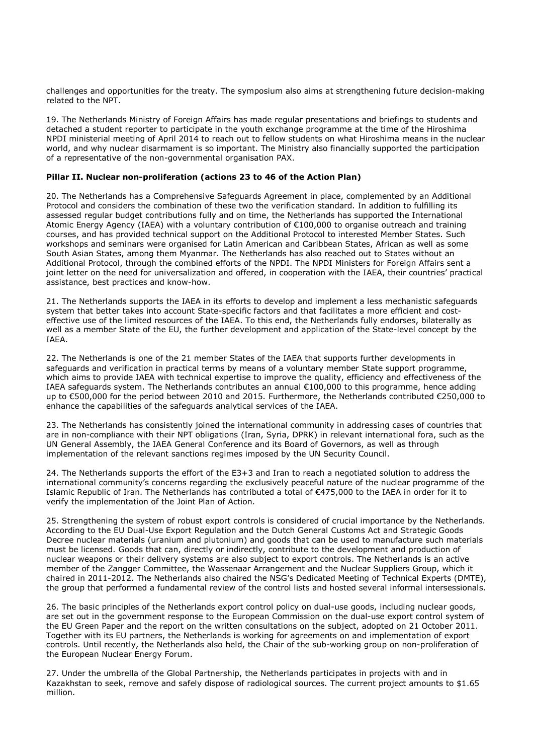challenges and opportunities for the treaty. The symposium also aims at strengthening future decision-making related to the NPT.

19. The Netherlands Ministry of Foreign Affairs has made regular presentations and briefings to students and detached a student reporter to participate in the youth exchange programme at the time of the Hiroshima NPDI ministerial meeting of April 2014 to reach out to fellow students on what Hiroshima means in the nuclear world, and why nuclear disarmament is so important. The Ministry also financially supported the participation of a representative of the non-governmental organisation PAX.

**Pillar II. Nuclear non-proliferation (actions 23 to 46 of the Action Plan)**

20. The Netherlands has a Comprehensive Safeguards Agreement in place, complemented by an Additional Protocol and considers the combination of these two the verification standard. In addition to fulfilling its assessed regular budget contributions fully and on time, the Netherlands has supported the International Atomic Energy Agency (IAEA) with a voluntary contribution of €100,000 to organise outreach and training courses, and has provided technical support on the Additional Protocol to interested Member States. Such workshops and seminars were organised for Latin American and Caribbean States, African as well as some South Asian States, among them Myanmar. The Netherlands has also reached out to States without an Additional Protocol, through the combined efforts of the NPDI. The NPDI Ministers for Foreign Affairs sent a joint letter on the need for universalization and offered, in cooperation with the IAEA, their countries' practical assistance, best practices and know-how.

21. The Netherlands supports the IAEA in its efforts to develop and implement a less mechanistic safeguards system that better takes into account State-specific factors and that facilitates a more efficient and cost-effective use of the limited resources of the IAEA. To this end, the Netherlands fully endorses, bilaterally as well as a member State of the EU, the further development and application of the State-level concept by the IAEA.

22. The Netherlands is one of the 21 member States of the IAEA that supports further developments in safeguards and verification in practical terms by means of a voluntary member State support programme, which aims to provide IAEA with technical expertise to improve the quality, efficiency and effectiveness of the IAEA safeguards system. The Netherlands contributes an annual €100,000 to this programme, hence adding up to €500,000 for the period between 2010 and 2015. Furthermore, the Netherlands contributed €250,000 to enhance the capabilities of the safeguards analytical services of the IAEA.

23. The Netherlands has consistently joined the international community in addressing cases of countries that are in non-compliance with their NPT obligations (Iran, Syria, DPRK) in relevant international fora, such as the UN General Assembly, the IAEA General Conference and its Board of Governors, as well as through implementation of the relevant sanctions regimes imposed by the UN Security Council.

24. The Netherlands supports the effort of the E3+3 and Iran to reach a negotiated solution to address the international community's concerns regarding the exclusively peaceful nature of the nuclear programme of the Islamic Republic of Iran. The Netherlands has contributed a total of €475,000 to the IAEA in order for it to verify the implementation of the Joint Plan of Action.

25. Strengthening the system of robust export controls is considered of crucial importance by the Netherlands. According to the EU Dual-Use Export Regulation and the Dutch General Customs Act and Strategic Goods Decree nuclear materials (uranium and plutonium) and goods that can be used to manufacture such materials must be licensed. Goods that can, directly or indirectly, contribute to the development and production of nuclear weapons or their delivery systems are also subject to export controls. The Netherlands is an active member of the Zangger Committee, the Wassenaar Arrangement and the Nuclear Suppliers Group, which it chaired in 2011-2012. The Netherlands also chaired the NSG's Dedicated Meeting of Technical Experts (DMTE), the group that performed a fundamental review of the control lists and hosted several informal intersessionals.

26. The basic principles of the Netherlands export control policy on dual-use goods, including nuclear goods, are set out in the government response to the European Commission on the dual-use export control system of the EU Green Paper and the report on the written consultations on the subject, adopted on 21 October 2011. Together with its EU partners, the Netherlands is working for agreements on and implementation of export controls. Until recently, the Netherlands also held, the Chair of the sub-working group on non-proliferation of the European Nuclear Energy Forum.

27. Under the umbrella of the Global Partnership, the Netherlands participates in projects with and in Kazakhstan to seek, remove and safely dispose of radiological sources. The current project amounts to $1.65 million.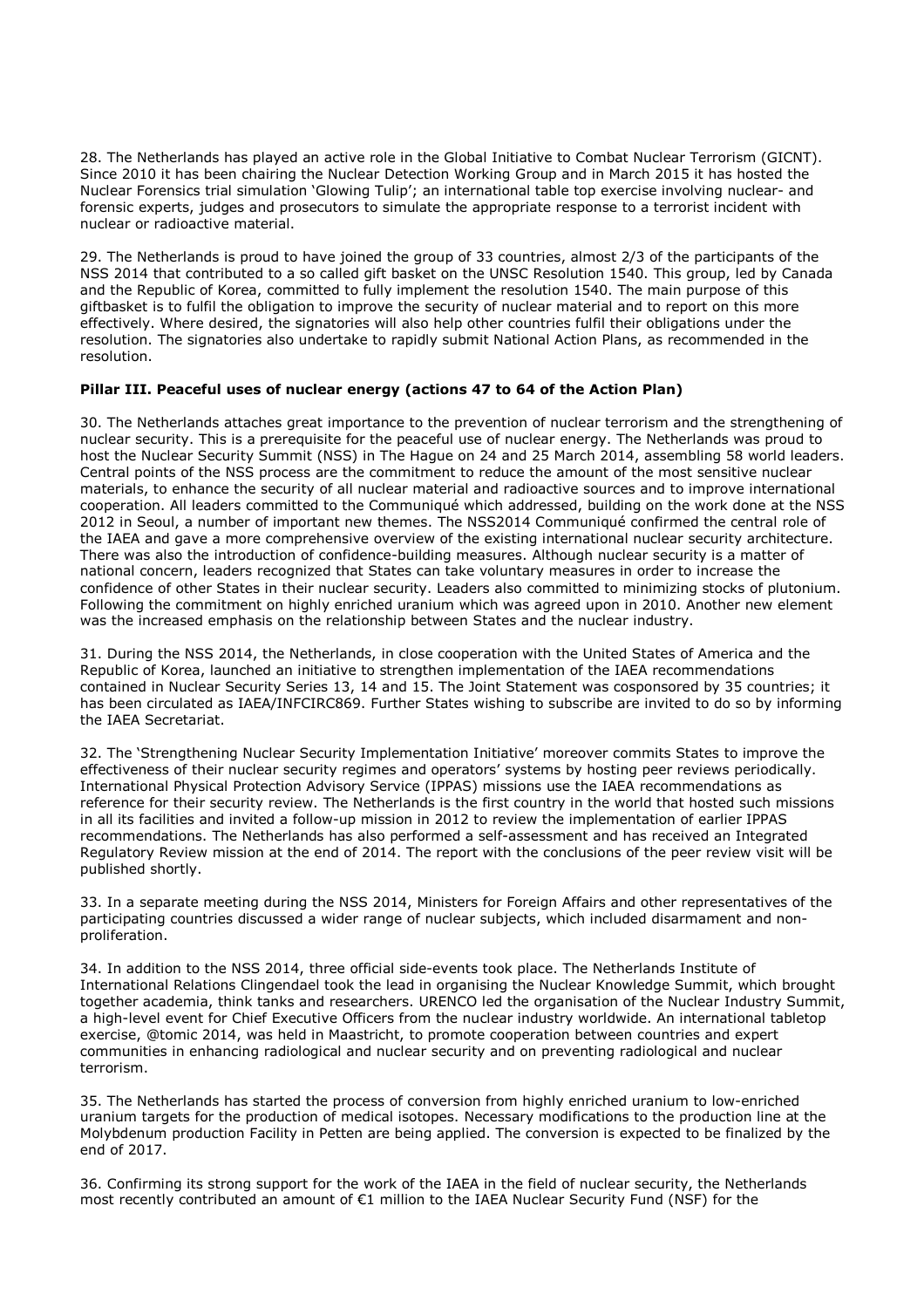28. The Netherlands has played an active role in the Global Initiative to Combat Nuclear Terrorism (GICNT). Since 2010 it has been chairing the Nuclear Detection Working Group and in March 2015 it has hosted the Nuclear Forensics trial simulation 'Glowing Tulip'; an international table top exercise involving nuclear- and forensic experts, judges and prosecutors to simulate the appropriate response to a terrorist incident with nuclear or radioactive material.

29. The Netherlands is proud to have joined the group of 33 countries, almost 2/3 of the participants of the NSS 2014 that contributed to a so called gift basket on the UNSC Resolution 1540. This group, led by Canada and the Republic of Korea, committed to fully implement the resolution 1540. The main purpose of this giftbasket is to fulfil the obligation to improve the security of nuclear material and to report on this more effectively. Where desired, the signatories will also help other countries fulfil their obligations under the resolution. The signatories also undertake to rapidly submit National Action Plans, as recommended in the resolution.

**Pillar III. Peaceful uses of nuclear energy (actions 47 to 64 of the Action Plan)**

30. The Netherlands attaches great importance to the prevention of nuclear terrorism and the strengthening of nuclear security. This is a prerequisite for the peaceful use of nuclear energy. The Netherlands was proud to host the Nuclear Security Summit (NSS) in The Hague on 24 and 25 March 2014, assembling 58 world leaders. Central points of the NSS process are the commitment to reduce the amount of the most sensitive nuclear materials, to enhance the security of all nuclear material and radioactive sources and to improve international cooperation. All leaders committed to the Communiqué which addressed, building on the work done at the NSS 2012 in Seoul, a number of important new themes. The NSS2014 Communiqué confirmed the central role of the IAEA and gave a more comprehensive overview of the existing international nuclear security architecture. There was also the introduction of confidence-building measures. Although nuclear security is a matter of national concern, leaders recognized that States can take voluntary measures in order to increase the confidence of other States in their nuclear security. Leaders also committed to minimizing stocks of plutonium. Following the commitment on highly enriched uranium which was agreed upon in 2010. Another new element was the increased emphasis on the relationship between States and the nuclear industry.

31. During the NSS 2014, the Netherlands, in close cooperation with the United States of America and the Republic of Korea, launched an initiative to strengthen implementation of the IAEA recommendations contained in Nuclear Security Series 13, 14 and 15. The Joint Statement was cosponsored by 35 countries; it has been circulated as IAEA/INFCIRC869. Further States wishing to subscribe are invited to do so by informing the IAEA Secretariat.

32. The 'Strengthening Nuclear Security Implementation Initiative' moreover commits States to improve the effectiveness of their nuclear security regimes and operators' systems by hosting peer reviews periodically. International Physical Protection Advisory Service (IPPAS) missions use the IAEA recommendations as reference for their security review. The Netherlands is the first country in the world that hosted such missions in all its facilities and invited a follow-up mission in 2012 to review the implementation of earlier IPPAS recommendations. The Netherlands has also performed a self-assessment and has received an Integrated Regulatory Review mission at the end of 2014. The report with the conclusions of the peer review visit will be published shortly.

33. In a separate meeting during the NSS 2014, Ministers for Foreign Affairs and other representatives of the participating countries discussed a wider range of nuclear subjects, which included disarmament and non-proliferation.

34. In addition to the NSS 2014, three official side-events took place. The Netherlands Institute of International Relations Clingendael took the lead in organising the Nuclear Knowledge Summit, which brought together academia, think tanks and researchers. URENCO led the organisation of the Nuclear Industry Summit, a high-level event for Chief Executive Officers from the nuclear industry worldwide. An international tabletop exercise, @tomic 2014, was held in Maastricht, to promote cooperation between countries and expert communities in enhancing radiological and nuclear security and on preventing radiological and nuclear terrorism.

35. The Netherlands has started the process of conversion from highly enriched uranium to low-enriched uranium targets for the production of medical isotopes. Necessary modifications to the production line at the Molybdenum production Facility in Petten are being applied. The conversion is expected to be finalized by the end of 2017.

36. Confirming its strong support for the work of the IAEA in the field of nuclear security, the Netherlands most recently contributed an amount of €1 million to the IAEA Nuclear Security Fund (NSF) for the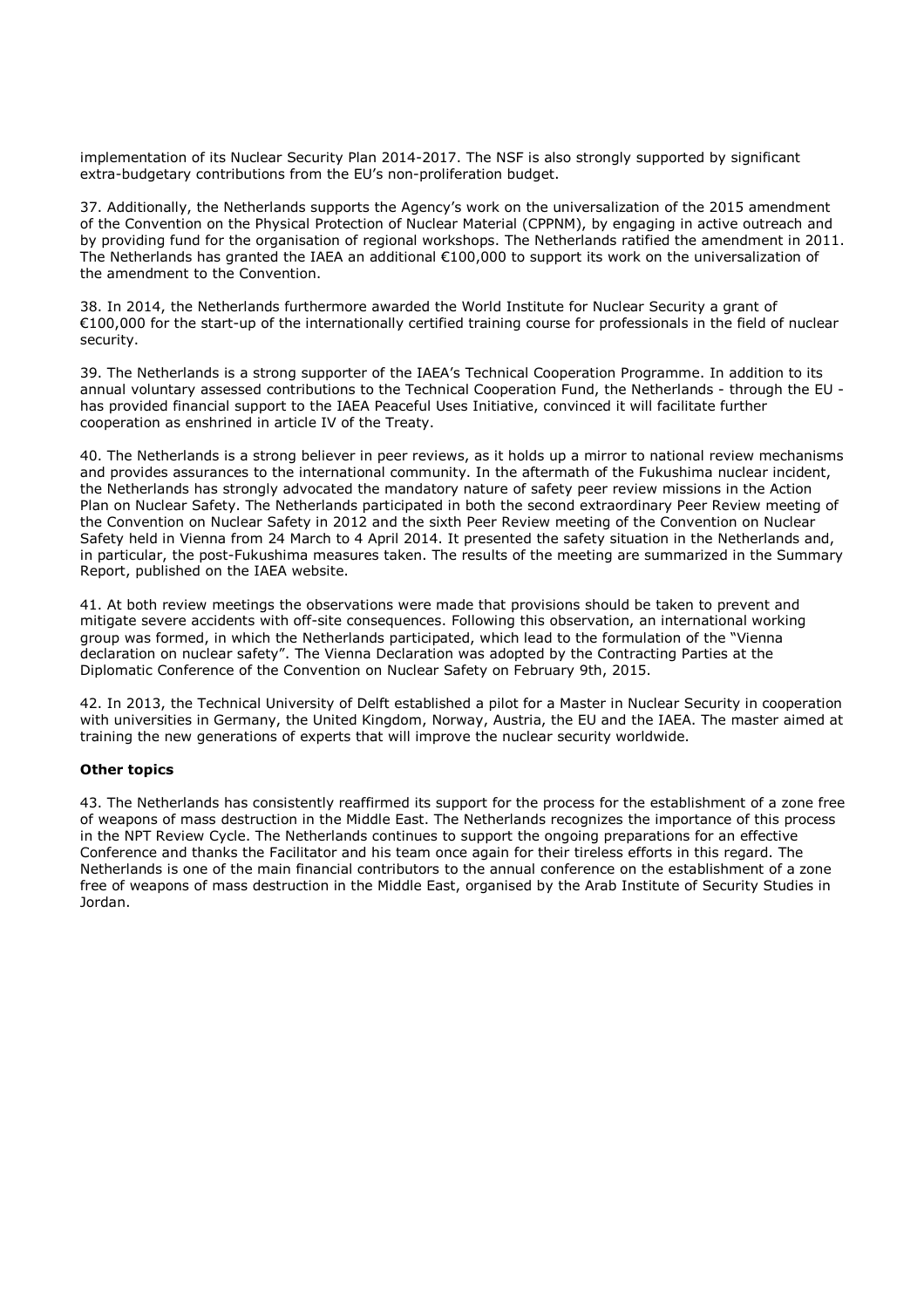implementation of its Nuclear Security Plan 2014-2017. The NSF is also strongly supported by significant extra-budgetary contributions from the EU's non-proliferation budget.

37. Additionally, the Netherlands supports the Agency's work on the universalization of the 2015 amendment of the Convention on the Physical Protection of Nuclear Material (CPPNM), by engaging in active outreach and by providing fund for the organisation of regional workshops. The Netherlands ratified the amendment in 2011. The Netherlands has granted the IAEA an additional €100,000 to support its work on the universalization of the amendment to the Convention.

38. In 2014, the Netherlands furthermore awarded the World Institute for Nuclear Security a grant of €100,000 for the start-up of the internationally certified training course for professionals in the field of nuclear security.

39. The Netherlands is a strong supporter of the IAEA's Technical Cooperation Programme. In addition to its annual voluntary assessed contributions to the Technical Cooperation Fund, the Netherlands - through the EU - has provided financial support to the IAEA Peaceful Uses Initiative, convinced it will facilitate further cooperation as enshrined in article IV of the Treaty.

40. The Netherlands is a strong believer in peer reviews, as it holds up a mirror to national review mechanisms and provides assurances to the international community. In the aftermath of the Fukushima nuclear incident, the Netherlands has strongly advocated the mandatory nature of safety peer review missions in the Action Plan on Nuclear Safety. The Netherlands participated in both the second extraordinary Peer Review meeting of the Convention on Nuclear Safety in 2012 and the sixth Peer Review meeting of the Convention on Nuclear Safety held in Vienna from 24 March to 4 April 2014. It presented the safety situation in the Netherlands and, in particular, the post-Fukushima measures taken. The results of the meeting are summarized in the Summary Report, published on the IAEA website.

41. At both review meetings the observations were made that provisions should be taken to prevent and mitigate severe accidents with off-site consequences. Following this observation, an international working group was formed, in which the Netherlands participated, which lead to the formulation of the "Vienna declaration on nuclear safety". The Vienna Declaration was adopted by the Contracting Parties at the Diplomatic Conference of the Convention on Nuclear Safety on February 9th, 2015.

42. In 2013, the Technical University of Delft established a pilot for a Master in Nuclear Security in cooperation with universities in Germany, the United Kingdom, Norway, Austria, the EU and the IAEA. The master aimed at training the new generations of experts that will improve the nuclear security worldwide.

**Other topics**

43. The Netherlands has consistently reaffirmed its support for the process for the establishment of a zone free of weapons of mass destruction in the Middle East. The Netherlands recognizes the importance of this process in the NPT Review Cycle. The Netherlands continues to support the ongoing preparations for an effective Conference and thanks the Facilitator and his team once again for their tireless efforts in this regard. The Netherlands is one of the main financial contributors to the annual conference on the establishment of a zone free of weapons of mass destruction in the Middle East, organised by the Arab Institute of Security Studies in Jordan.